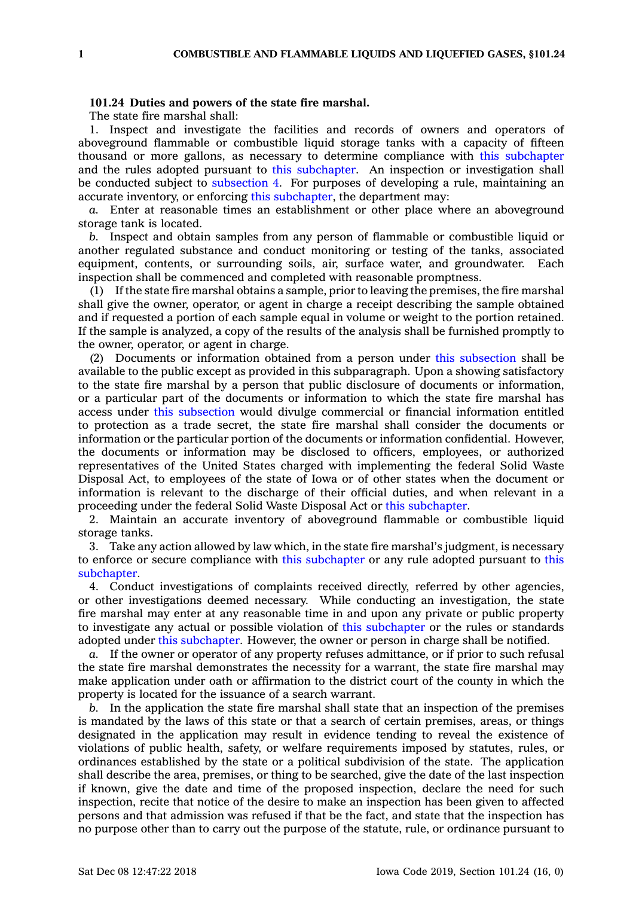**101.24 Duties and powers of the state fire marshal.**

The state fire marshal shall:

1. Inspect and investigate the facilities and records of owners and operators of aboveground flammable or combustible liquid storage tanks with a capacity of fifteen thousand or more gallons, as necessary to determine compliance with this subchapter and the rules adopted pursuant to this subchapter. An inspection or investigation shall be conducted subject to subsection 4. For purposes of developing a rule, maintaining an accurate inventory, or enforcing this subchapter, the department may:

*a.* Enter at reasonable times an establishment or other place where an aboveground storage tank is located.

*b.* Inspect and obtain samples from any person of flammable or combustible liquid or another regulated substance and conduct monitoring or testing of the tanks, associated equipment, contents, or surrounding soils, air, surface water, and groundwater. Each inspection shall be commenced and completed with reasonable promptness.

(1) If the state fire marshal obtains a sample, prior to leaving the premises, the fire marshal shall give the owner, operator, or agent in charge a receipt describing the sample obtained and if requested a portion of each sample equal in volume or weight to the portion retained. If the sample is analyzed, a copy of the results of the analysis shall be furnished promptly to the owner, operator, or agent in charge.

(2) Documents or information obtained from a person under this subsection shall be available to the public except as provided in this subparagraph. Upon a showing satisfactory to the state fire marshal by a person that public disclosure of documents or information, or a particular part of the documents or information to which the state fire marshal has access under this subsection would divulge commercial or financial information entitled to protection as a trade secret, the state fire marshal shall consider the documents or information or the particular portion of the documents or information confidential. However, the documents or information may be disclosed to officers, employees, or authorized representatives of the United States charged with implementing the federal Solid Waste Disposal Act, to employees of the state of Iowa or of other states when the document or information is relevant to the discharge of their official duties, and when relevant in a proceeding under the federal Solid Waste Disposal Act or this subchapter.

2. Maintain an accurate inventory of aboveground flammable or combustible liquid storage tanks.

3. Take any action allowed by law which, in the state fire marshal's judgment, is necessary to enforce or secure compliance with this subchapter or any rule adopted pursuant to this subchapter.

4. Conduct investigations of complaints received directly, referred by other agencies, or other investigations deemed necessary. While conducting an investigation, the state fire marshal may enter at any reasonable time in and upon any private or public property to investigate any actual or possible violation of this subchapter or the rules or standards adopted under this subchapter. However, the owner or person in charge shall be notified.

*a.* If the owner or operator of any property refuses admittance, or if prior to such refusal the state fire marshal demonstrates the necessity for a warrant, the state fire marshal may make application under oath or affirmation to the district court of the county in which the property is located for the issuance of a search warrant.

*b.* In the application the state fire marshal shall state that an inspection of the premises is mandated by the laws of this state or that a search of certain premises, areas, or things designated in the application may result in evidence tending to reveal the existence of violations of public health, safety, or welfare requirements imposed by statutes, rules, or ordinances established by the state or a political subdivision of the state. The application shall describe the area, premises, or thing to be searched, give the date of the last inspection if known, give the date and time of the proposed inspection, declare the need for such inspection, recite that notice of the desire to make an inspection has been given to affected persons and that admission was refused if that be the fact, and state that the inspection has no purpose other than to carry out the purpose of the statute, rule, or ordinance pursuant to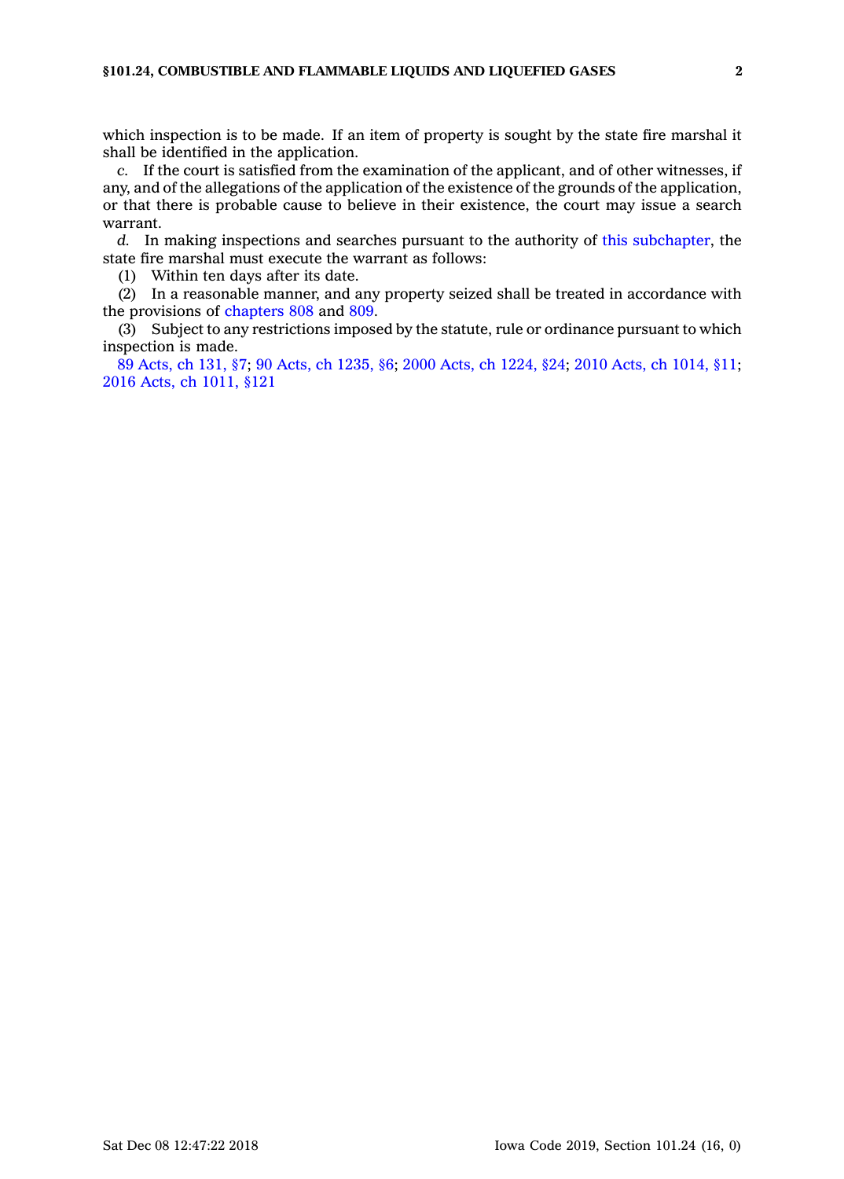which inspection is to be made. If an item of property is sought by the state fire marshal it shall be identified in the application.

*c.* If the court is satisfied from the examination of the applicant, and of other witnesses, if any, and of the allegations of the application of the existence of the grounds of the application, or that there is probable cause to believe in their existence, the court may issue a search warrant.

*d.* In making inspections and searches pursuant to the authority of this subchapter, the state fire marshal must execute the warrant as follows:

(1) Within ten days after its date.

(2) In a reasonable manner, and any property seized shall be treated in accordance with the provisions of chapters 808 and 809.

(3) Subject to any restrictions imposed by the statute, rule or ordinance pursuant to which inspection is made.

89 Acts, ch 131, §7; 90 Acts, ch 1235, §6; 2000 Acts, ch 1224, §24; 2010 Acts, ch 1014, §11; 2016 Acts, ch 1011, §121